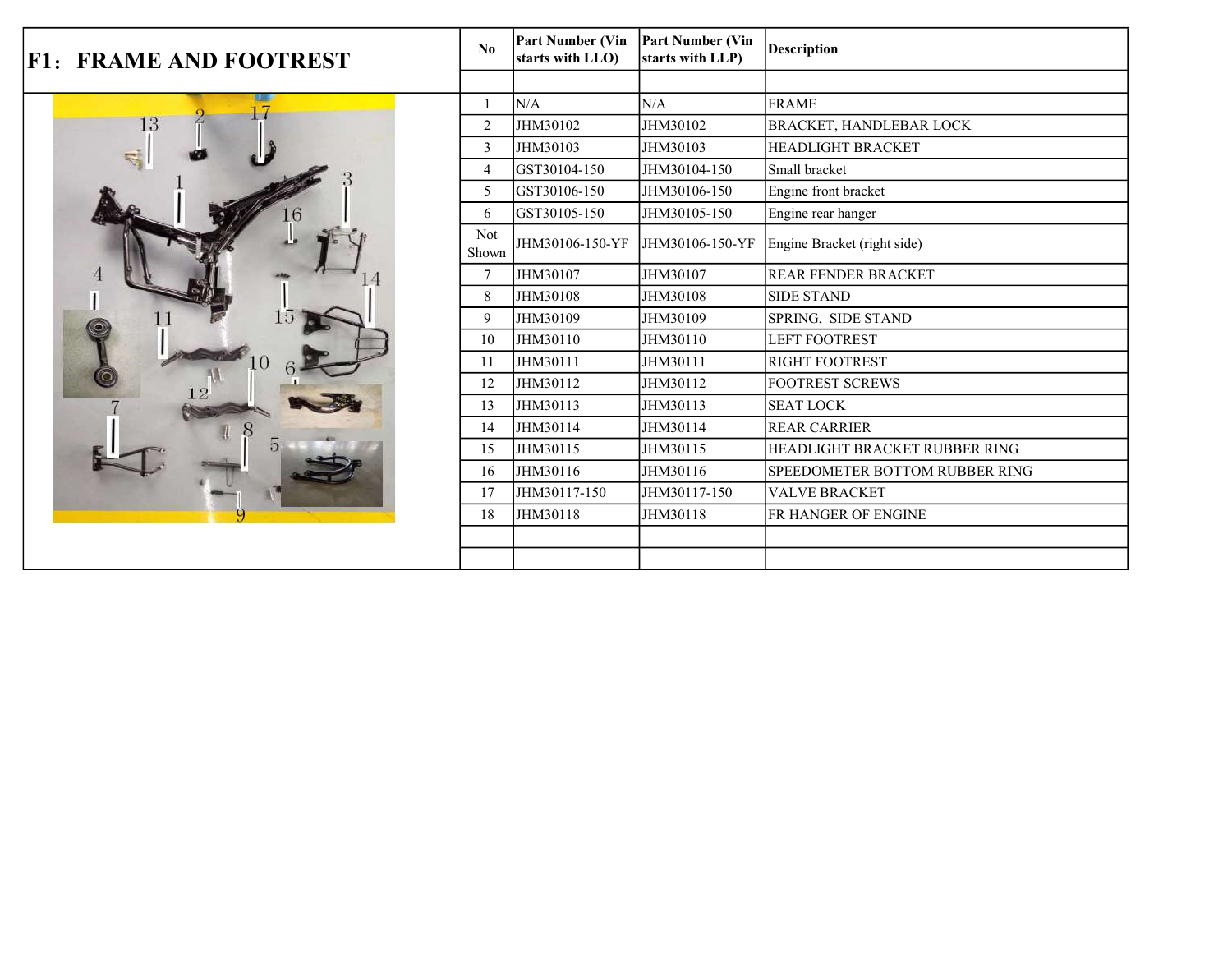# F1：FRAME AND FOOTREST

| No | Part Number (Vin starts with LLO) | Part Number (Vin starts with LLP) | Description |
|---|---|---|---|
| | | | |
| 1 | N/A | N/A | FRAME |
| 2 | JHM30102 | JHM30102 | BRACKET, HANDLEBAR LOCK |
| 3 | JHM30103 | JHM30103 | HEADLIGHT BRACKET |
| 4 | GST30104-150 | JHM30104-150 | Small bracket |
| 5 | GST30106-150 | JHM30106-150 | Engine front bracket |
| 6 | GST30105-150 | JHM30105-150 | Engine rear hanger |
| Not Shown | JHM30106-150-YF | JHM30106-150-YF | Engine Bracket (right side) |
| 7 | JHM30107 | JHM30107 | REAR FENDER BRACKET |
| 8 | JHM30108 | JHM30108 | SIDE STAND |
| 9 | JHM30109 | JHM30109 | SPRING, SIDE STAND |
| 10 | JHM30110 | JHM30110 | LEFT FOOTREST |
| 11 | JHM30111 | JHM30111 | RIGHT FOOTREST |
| 12 | JHM30112 | JHM30112 | FOOTREST SCREWS |
| 13 | JHM30113 | JHM30113 | SEAT LOCK |
| 14 | JHM30114 | JHM30114 | REAR CARRIER |
| 15 | JHM30115 | JHM30115 | HEADLIGHT BRACKET RUBBER RING |
| 16 | JHM30116 | JHM30116 | SPEEDOMETER BOTTOM RUBBER RING |
| 17 | JHM30117-150 | JHM30117-150 | VALVE BRACKET |
| 18 | JHM30118 | JHM30118 | FR HANGER OF ENGINE |
| | | | |
| | | | |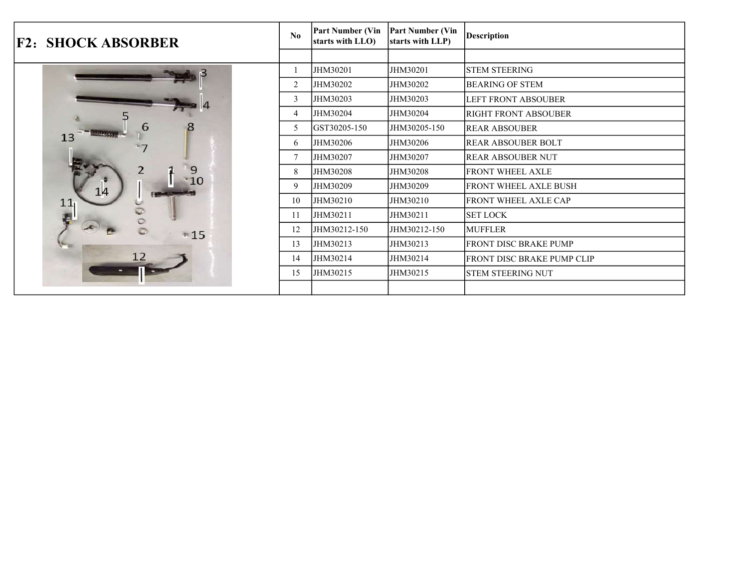# F2：SHOCK ABSORBER

| No | Part Number (Vin starts with LLO) | Part Number (Vin starts with LLP) | Description |
|---|---|---|---|
| | | | |
| 1 | JHM30201 | JHM30201 | STEM STEERING |
| 2 | JHM30202 | JHM30202 | BEARING OF STEM |
| 3 | JHM30203 | JHM30203 | LEFT FRONT ABSOUBER |
| 4 | JHM30204 | JHM30204 | RIGHT FRONT ABSOUBER |
| 5 | GST30205-150 | JHM30205-150 | REAR ABSOUBER |
| 6 | JHM30206 | JHM30206 | REAR ABSOUBER BOLT |
| 7 | JHM30207 | JHM30207 | REAR ABSOUBER NUT |
| 8 | JHM30208 | JHM30208 | FRONT WHEEL AXLE |
| 9 | JHM30209 | JHM30209 | FRONT WHEEL AXLE BUSH |
| 10 | JHM30210 | JHM30210 | FRONT WHEEL AXLE CAP |
| 11 | JHM30211 | JHM30211 | SET LOCK |
| 12 | JHM30212-150 | JHM30212-150 | MUFFLER |
| 13 | JHM30213 | JHM30213 | FRONT DISC BRAKE PUMP |
| 14 | JHM30214 | JHM30214 | FRONT DISC BRAKE PUMP CLIP |
| 15 | JHM30215 | JHM30215 | STEM STEERING NUT |
| | | | |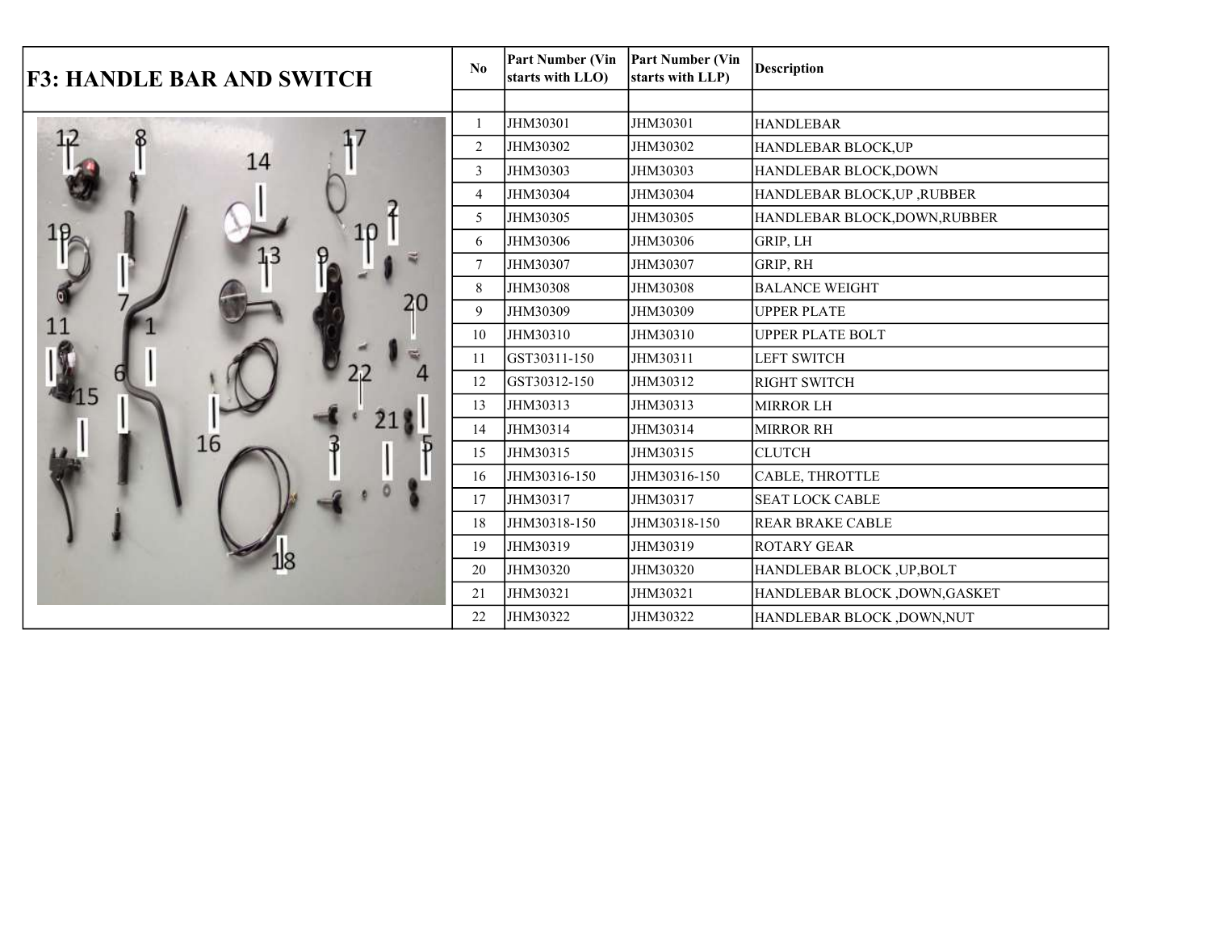# F3: HANDLE BAR AND SWITCH

| No | Part Number (Vin starts with LLO) | Part Number (Vin starts with LLP) | Description |
|---|---|---|---|
| | | | |
| 1 | JHM30301 | JHM30301 | HANDLEBAR |
| 2 | JHM30302 | JHM30302 | HANDLEBAR BLOCK,UP |
| 3 | JHM30303 | JHM30303 | HANDLEBAR BLOCK,DOWN |
| 4 | JHM30304 | JHM30304 | HANDLEBAR BLOCK,UP ,RUBBER |
| 5 | JHM30305 | JHM30305 | HANDLEBAR BLOCK,DOWN,RUBBER |
| 6 | JHM30306 | JHM30306 | GRIP, LH |
| 7 | JHM30307 | JHM30307 | GRIP, RH |
| 8 | JHM30308 | JHM30308 | BALANCE WEIGHT |
| 9 | JHM30309 | JHM30309 | UPPER PLATE |
| 10 | JHM30310 | JHM30310 | UPPER PLATE BOLT |
| 11 | GST30311-150 | JHM30311 | LEFT SWITCH |
| 12 | GST30312-150 | JHM30312 | RIGHT SWITCH |
| 13 | JHM30313 | JHM30313 | MIRROR LH |
| 14 | JHM30314 | JHM30314 | MIRROR RH |
| 15 | JHM30315 | JHM30315 | CLUTCH |
| 16 | JHM30316-150 | JHM30316-150 | CABLE, THROTTLE |
| 17 | JHM30317 | JHM30317 | SEAT LOCK CABLE |
| 18 | JHM30318-150 | JHM30318-150 | REAR BRAKE CABLE |
| 19 | JHM30319 | JHM30319 | ROTARY GEAR |
| 20 | JHM30320 | JHM30320 | HANDLEBAR BLOCK ,UP,BOLT |
| 21 | JHM30321 | JHM30321 | HANDLEBAR BLOCK ,DOWN,GASKET |
| 22 | JHM30322 | JHM30322 | HANDLEBAR BLOCK ,DOWN,NUT |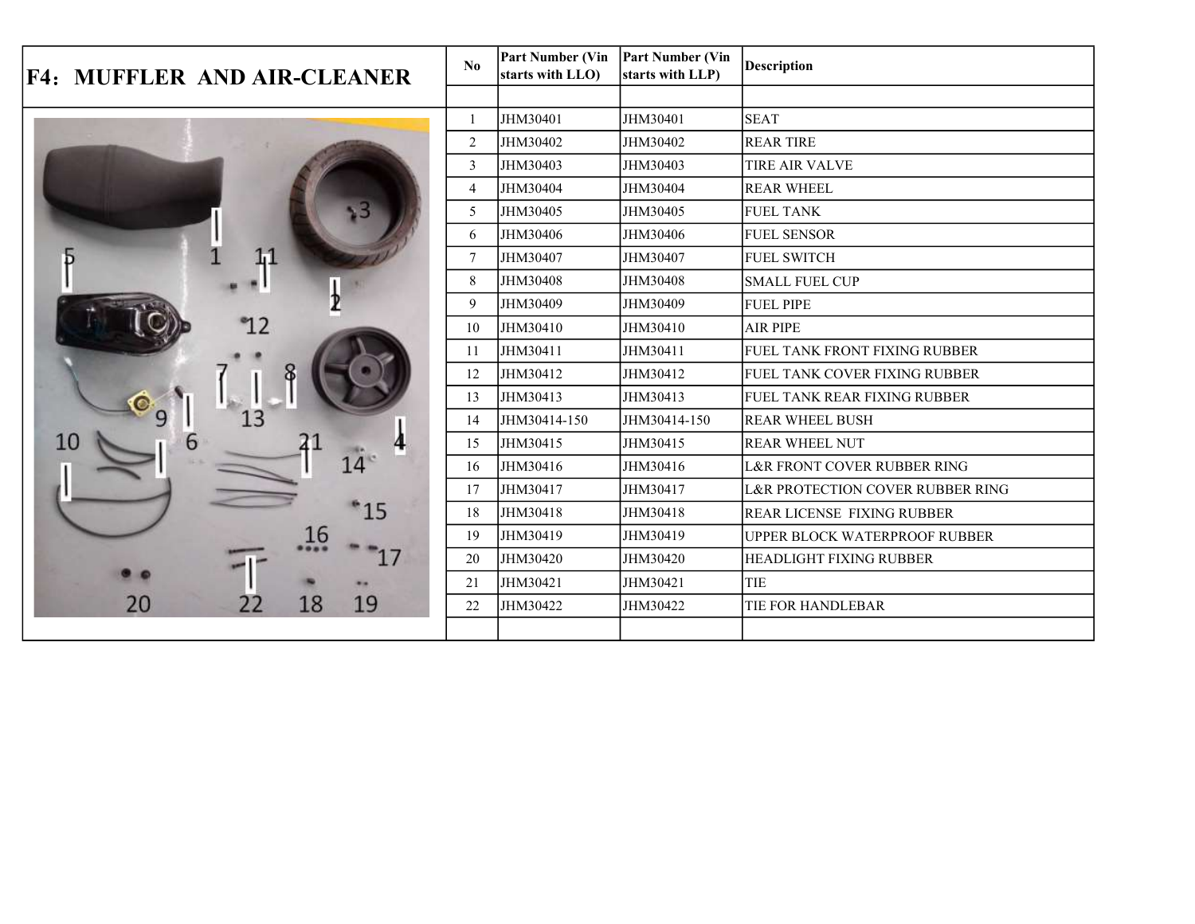## F4: MUFFLER AND AIR-CLEANER

| No | Part Number (Vin starts with LLO) | Part Number (Vin starts with LLP) | Description |
|---|---|---|---|
| | | | |
| 1 | JHM30401 | JHM30401 | SEAT |
| 2 | JHM30402 | JHM30402 | REAR TIRE |
| 3 | JHM30403 | JHM30403 | TIRE AIR VALVE |
| 4 | JHM30404 | JHM30404 | REAR WHEEL |
| 5 | JHM30405 | JHM30405 | FUEL TANK |
| 6 | JHM30406 | JHM30406 | FUEL SENSOR |
| 7 | JHM30407 | JHM30407 | FUEL SWITCH |
| 8 | JHM30408 | JHM30408 | SMALL FUEL CUP |
| 9 | JHM30409 | JHM30409 | FUEL PIPE |
| 10 | JHM30410 | JHM30410 | AIR PIPE |
| 11 | JHM30411 | JHM30411 | FUEL TANK FRONT FIXING RUBBER |
| 12 | JHM30412 | JHM30412 | FUEL TANK COVER FIXING RUBBER |
| 13 | JHM30413 | JHM30413 | FUEL TANK REAR FIXING RUBBER |
| 14 | JHM30414-150 | JHM30414-150 | REAR WHEEL BUSH |
| 15 | JHM30415 | JHM30415 | REAR WHEEL NUT |
| 16 | JHM30416 | JHM30416 | L&R FRONT COVER RUBBER RING |
| 17 | JHM30417 | JHM30417 | L&R PROTECTION COVER RUBBER RING |
| 18 | JHM30418 | JHM30418 | REAR LICENSE FIXING RUBBER |
| 19 | JHM30419 | JHM30419 | UPPER BLOCK WATERPROOF RUBBER |
| 20 | JHM30420 | JHM30420 | HEADLIGHT FIXING RUBBER |
| 21 | JHM30421 | JHM30421 | TIE |
| 22 | JHM30422 | JHM30422 | TIE FOR HANDLEBAR |
| | | | |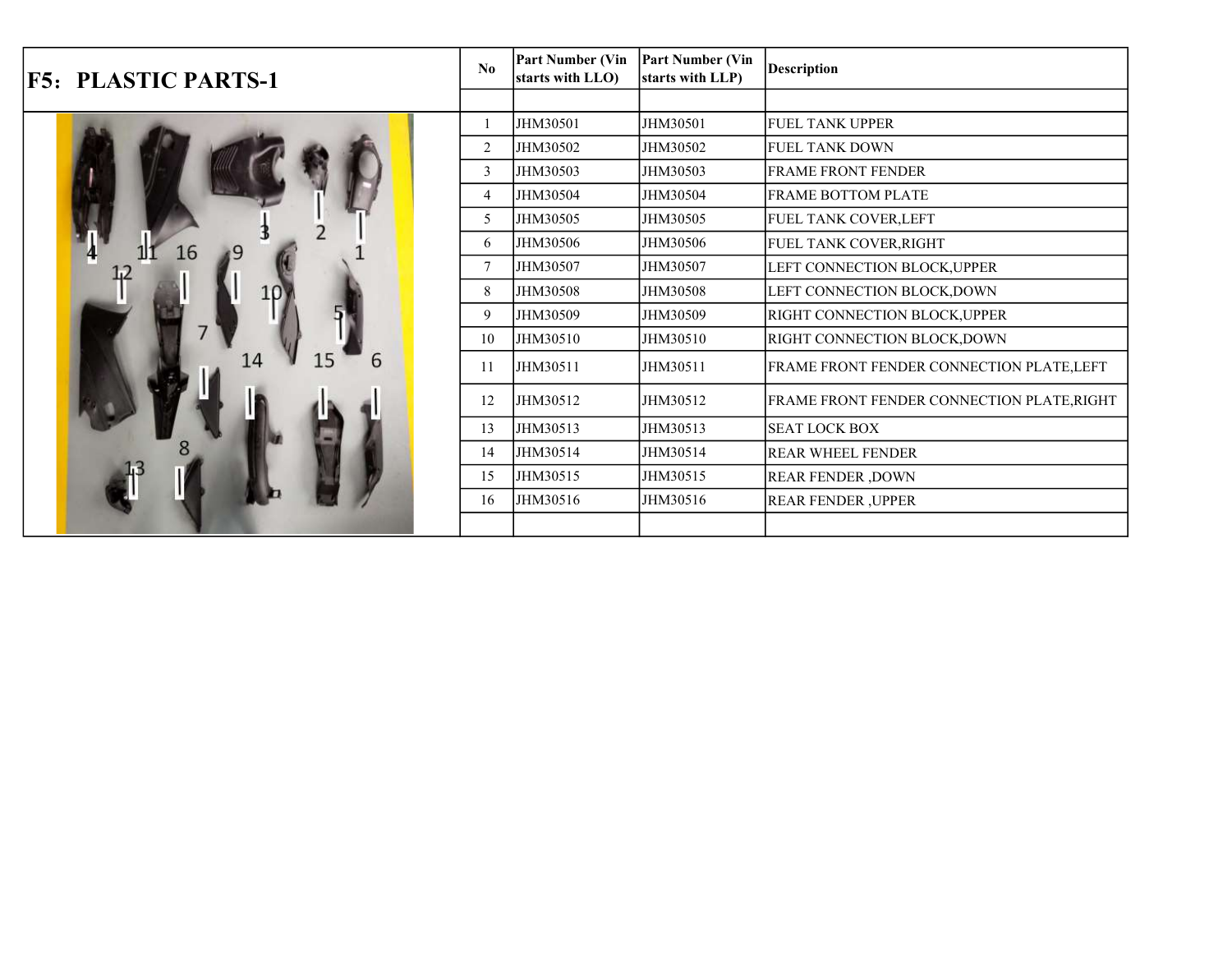# F5: PLASTIC PARTS-1

| No | Part Number (Vin starts with LLO) | Part Number (Vin starts with LLP) | Description |
|---|---|---|---|
| | | | |
| 1 | JHM30501 | JHM30501 | FUEL TANK UPPER |
| 2 | JHM30502 | JHM30502 | FUEL TANK DOWN |
| 3 | JHM30503 | JHM30503 | FRAME FRONT FENDER |
| 4 | JHM30504 | JHM30504 | FRAME BOTTOM PLATE |
| 5 | JHM30505 | JHM30505 | FUEL TANK COVER,LEFT |
| 6 | JHM30506 | JHM30506 | FUEL TANK COVER,RIGHT |
| 7 | JHM30507 | JHM30507 | LEFT CONNECTION BLOCK,UPPER |
| 8 | JHM30508 | JHM30508 | LEFT CONNECTION BLOCK,DOWN |
| 9 | JHM30509 | JHM30509 | RIGHT CONNECTION BLOCK,UPPER |
| 10 | JHM30510 | JHM30510 | RIGHT CONNECTION BLOCK,DOWN |
| 11 | JHM30511 | JHM30511 | FRAME FRONT FENDER CONNECTION PLATE,LEFT |
| 12 | JHM30512 | JHM30512 | FRAME FRONT FENDER CONNECTION PLATE,RIGHT |
| 13 | JHM30513 | JHM30513 | SEAT LOCK BOX |
| 14 | JHM30514 | JHM30514 | REAR WHEEL FENDER |
| 15 | JHM30515 | JHM30515 | REAR FENDER ,DOWN |
| 16 | JHM30516 | JHM30516 | REAR FENDER ,UPPER |
| | | | |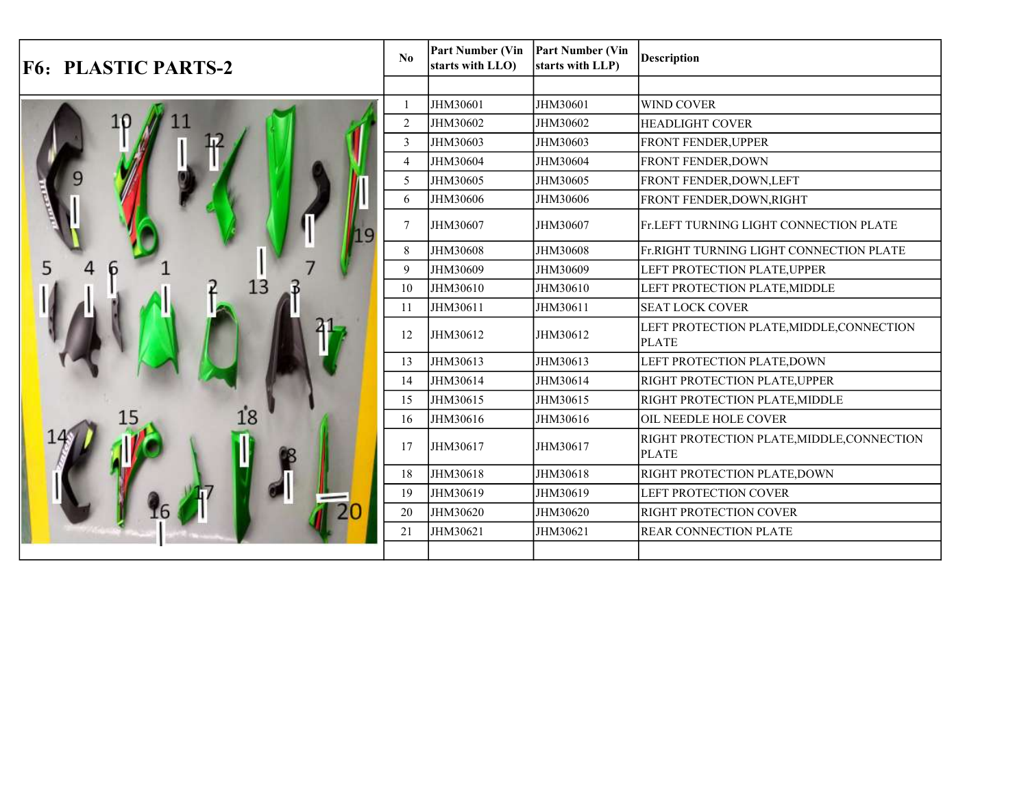# F6: PLASTIC PARTS-2

| No | Part Number (Vin starts with LLO) | Part Number (Vin starts with LLP) | Description |
|---|---|---|---|
| 1 | JHM30601 | JHM30601 | WIND COVER |
| 2 | JHM30602 | JHM30602 | HEADLIGHT COVER |
| 3 | JHM30603 | JHM30603 | FRONT FENDER,UPPER |
| 4 | JHM30604 | JHM30604 | FRONT FENDER,DOWN |
| 5 | JHM30605 | JHM30605 | FRONT FENDER,DOWN,LEFT |
| 6 | JHM30606 | JHM30606 | FRONT FENDER,DOWN,RIGHT |
| 7 | JHM30607 | JHM30607 | Fr.LEFT TURNING LIGHT CONNECTION PLATE |
| 8 | JHM30608 | JHM30608 | Fr.RIGHT TURNING LIGHT CONNECTION PLATE |
| 9 | JHM30609 | JHM30609 | LEFT PROTECTION PLATE,UPPER |
| 10 | JHM30610 | JHM30610 | LEFT PROTECTION PLATE,MIDDLE |
| 11 | JHM30611 | JHM30611 | SEAT LOCK COVER |
| 12 | JHM30612 | JHM30612 | LEFT PROTECTION PLATE,MIDDLE,CONNECTION PLATE |
| 13 | JHM30613 | JHM30613 | LEFT PROTECTION PLATE,DOWN |
| 14 | JHM30614 | JHM30614 | RIGHT PROTECTION PLATE,UPPER |
| 15 | JHM30615 | JHM30615 | RIGHT PROTECTION PLATE,MIDDLE |
| 16 | JHM30616 | JHM30616 | OIL NEEDLE HOLE COVER |
| 17 | JHM30617 | JHM30617 | RIGHT PROTECTION PLATE,MIDDLE,CONNECTION PLATE |
| 18 | JHM30618 | JHM30618 | RIGHT PROTECTION PLATE,DOWN |
| 19 | JHM30619 | JHM30619 | LEFT PROTECTION COVER |
| 20 | JHM30620 | JHM30620 | RIGHT PROTECTION COVER |
| 21 | JHM30621 | JHM30621 | REAR CONNECTION PLATE |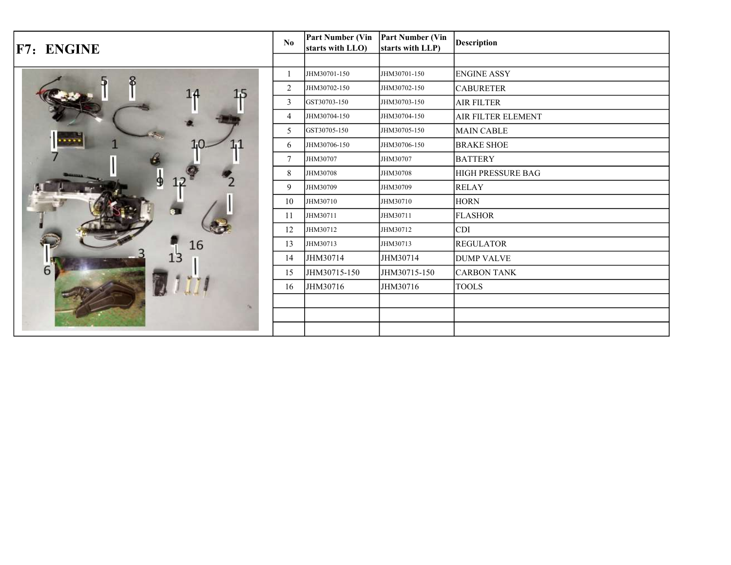# F7：ENGINE

| No | Part Number (Vin starts with LLO) | Part Number (Vin starts with LLP) | Description |
|---|---|---|---|
| | | | |
| 1 | JHM30701-150 | JHM30701-150 | ENGINE ASSY |
| 2 | JHM30702-150 | JHM30702-150 | CABURETER |
| 3 | GST30703-150 | JHM30703-150 | AIR FILTER |
| 4 | JHM30704-150 | JHM30704-150 | AIR FILTER ELEMENT |
| 5 | GST30705-150 | JHM30705-150 | MAIN CABLE |
| 6 | JHM30706-150 | JHM30706-150 | BRAKE SHOE |
| 7 | JHM30707 | JHM30707 | BATTERY |
| 8 | JHM30708 | JHM30708 | HIGH PRESSURE BAG |
| 9 | JHM30709 | JHM30709 | RELAY |
| 10 | JHM30710 | JHM30710 | HORN |
| 11 | JHM30711 | JHM30711 | FLASHOR |
| 12 | JHM30712 | JHM30712 | CDI |
| 13 | JHM30713 | JHM30713 | REGULATOR |
| 14 | JHM30714 | JHM30714 | DUMP VALVE |
| 15 | JHM30715-150 | JHM30715-150 | CARBON TANK |
| 16 | JHM30716 | JHM30716 | TOOLS |
| | | | |
| | | | |
| | | | |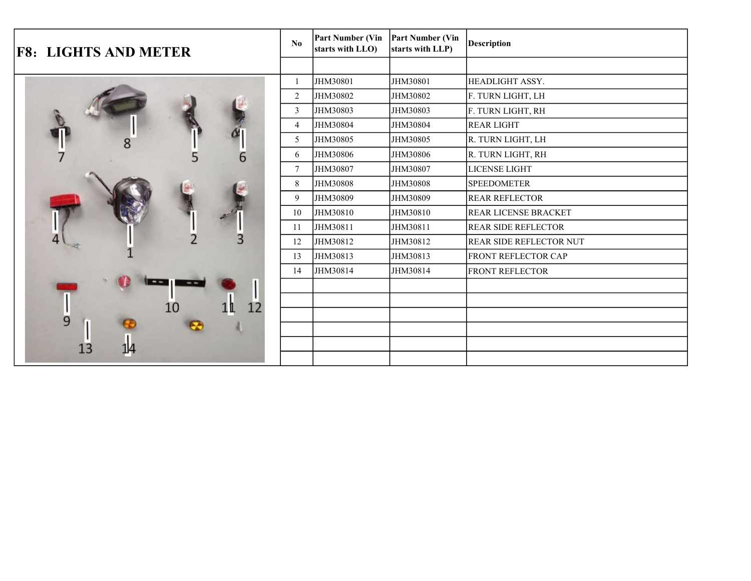# F8: LIGHTS AND METER

| No | Part Number (Vin starts with LLO) | Part Number (Vin starts with LLP) | Description |
|---|---|---|---|
| | | | |
| 1 | JHM30801 | JHM30801 | HEADLIGHT ASSY. |
| 2 | JHM30802 | JHM30802 | F. TURN LIGHT, LH |
| 3 | JHM30803 | JHM30803 | F. TURN LIGHT, RH |
| 4 | JHM30804 | JHM30804 | REAR LIGHT |
| 5 | JHM30805 | JHM30805 | R. TURN LIGHT, LH |
| 6 | JHM30806 | JHM30806 | R. TURN LIGHT, RH |
| 7 | JHM30807 | JHM30807 | LICENSE LIGHT |
| 8 | JHM30808 | JHM30808 | SPEEDOMETER |
| 9 | JHM30809 | JHM30809 | REAR REFLECTOR |
| 10 | JHM30810 | JHM30810 | REAR LICENSE BRACKET |
| 11 | JHM30811 | JHM30811 | REAR SIDE REFLECTOR |
| 12 | JHM30812 | JHM30812 | REAR SIDE REFLECTOR NUT |
| 13 | JHM30813 | JHM30813 | FRONT REFLECTOR CAP |
| 14 | JHM30814 | JHM30814 | FRONT REFLECTOR |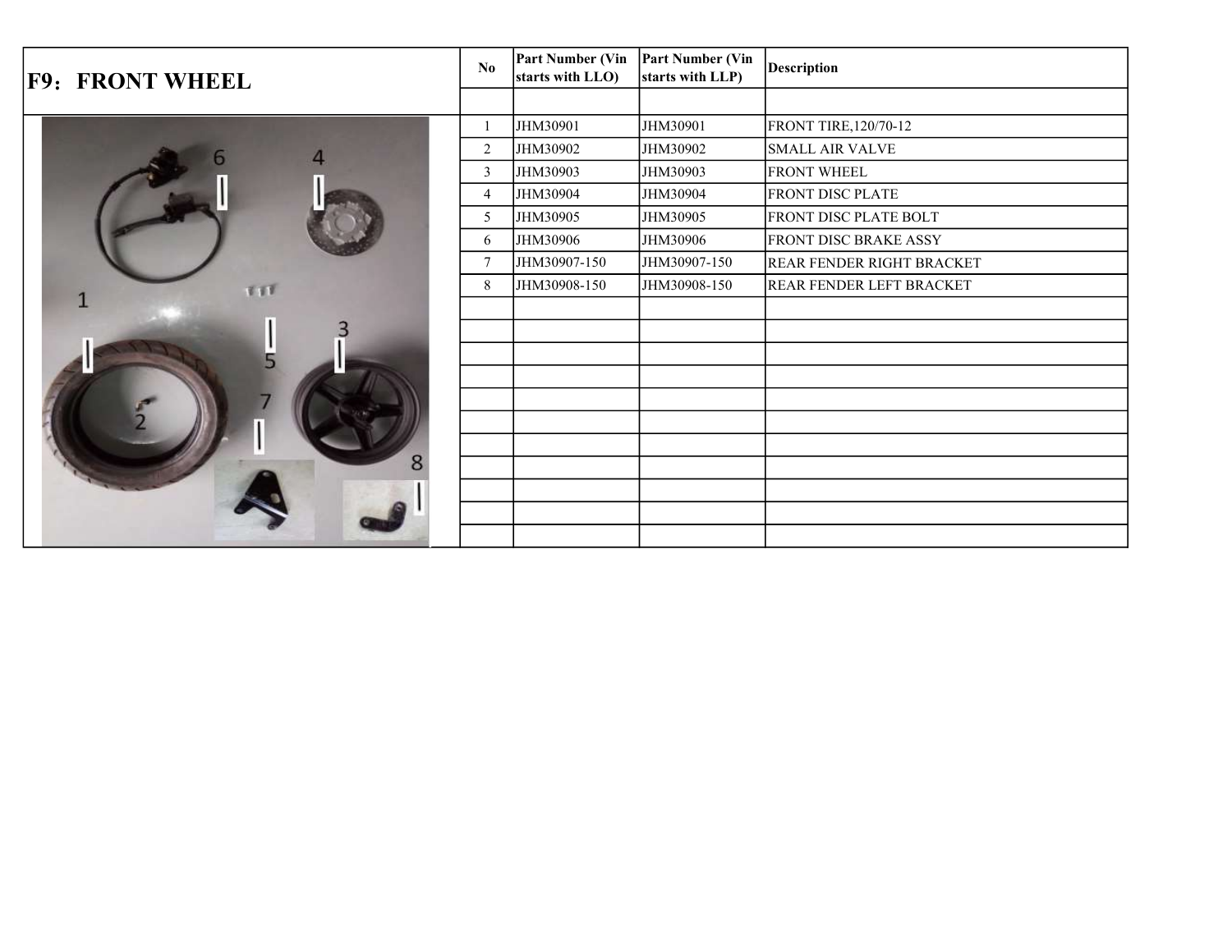# F9：FRONT WHEEL

| No | Part Number (Vin starts with LLO) | Part Number (Vin starts with LLP) | Description |
|---|---|---|---|
| 1 | JHM30901 | JHM30901 | FRONT TIRE,120/70-12 |
| 2 | JHM30902 | JHM30902 | SMALL AIR VALVE |
| 3 | JHM30903 | JHM30903 | FRONT WHEEL |
| 4 | JHM30904 | JHM30904 | FRONT DISC PLATE |
| 5 | JHM30905 | JHM30905 | FRONT DISC PLATE BOLT |
| 6 | JHM30906 | JHM30906 | FRONT DISC BRAKE ASSY |
| 7 | JHM30907-150 | JHM30907-150 | REAR FENDER RIGHT BRACKET |
| 8 | JHM30908-150 | JHM30908-150 | REAR FENDER LEFT BRACKET |